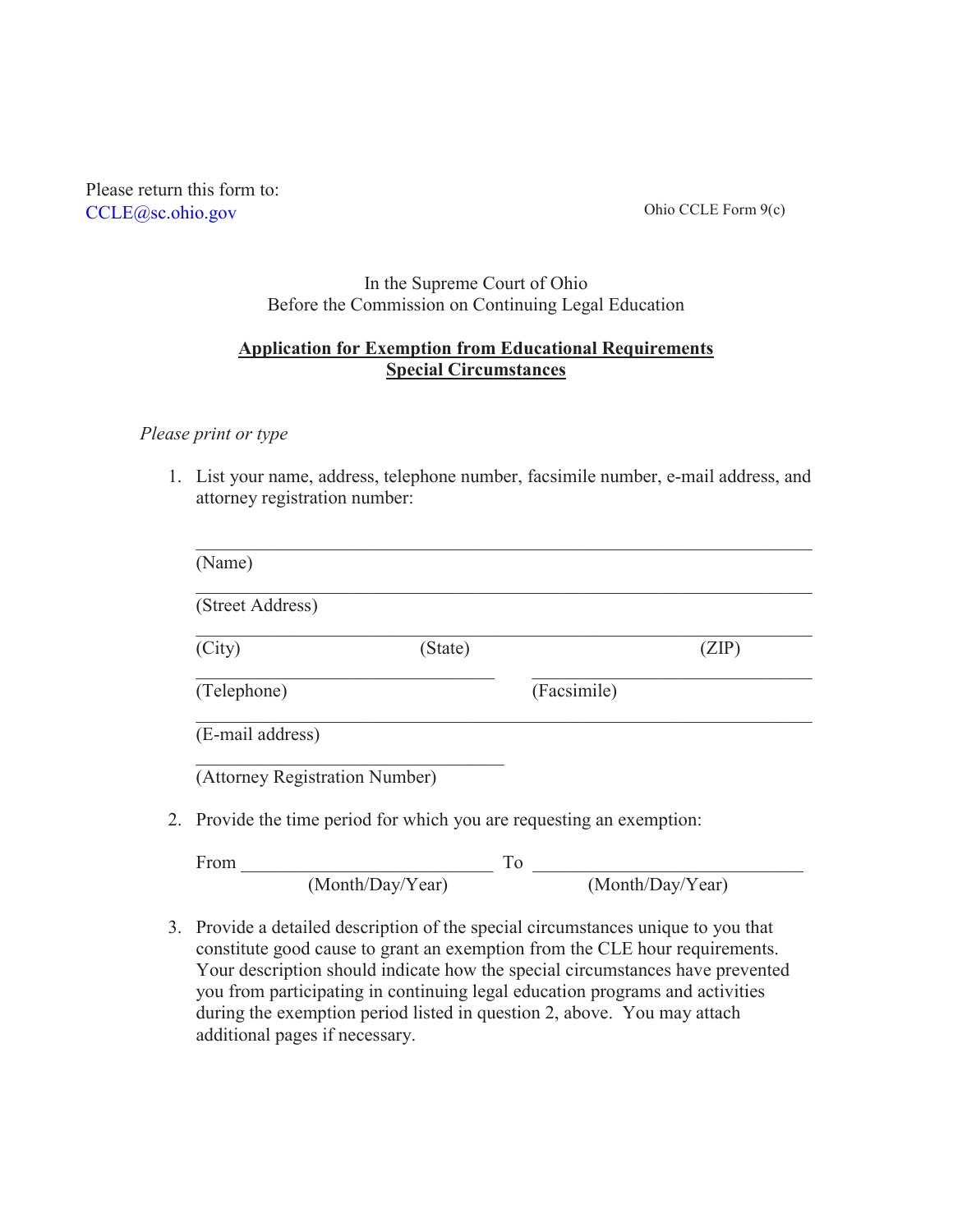Please return this form to:
CCLE@sc.ohio.gov

Ohio CCLE Form 9(c)

In the Supreme Court of Ohio
Before the Commission on Continuing Legal Education

**Application for Exemption from Educational Requirements**
**Special Circumstances**

*Please print or type*

1. List your name, address, telephone number, facsimile number, e-mail address, and attorney registration number:

   ______________________________________________
   (Name)

   ______________________________________________
   (Street Address)

   ______________________________________________
   (City) (State) (ZIP)

   ______________________ ______________________
   (Telephone) (Facsimile)

   ______________________________________________
   (E-mail address)

   ______________________
   (Attorney Registration Number)

2. Provide the time period for which you are requesting an exemption:

   From ______________________ To ______________________
   (Month/Day/Year) (Month/Day/Year)

3. Provide a detailed description of the special circumstances unique to you that constitute good cause to grant an exemption from the CLE hour requirements. Your description should indicate how the special circumstances have prevented you from participating in continuing legal education programs and activities during the exemption period listed in question 2, above. You may attach additional pages if necessary.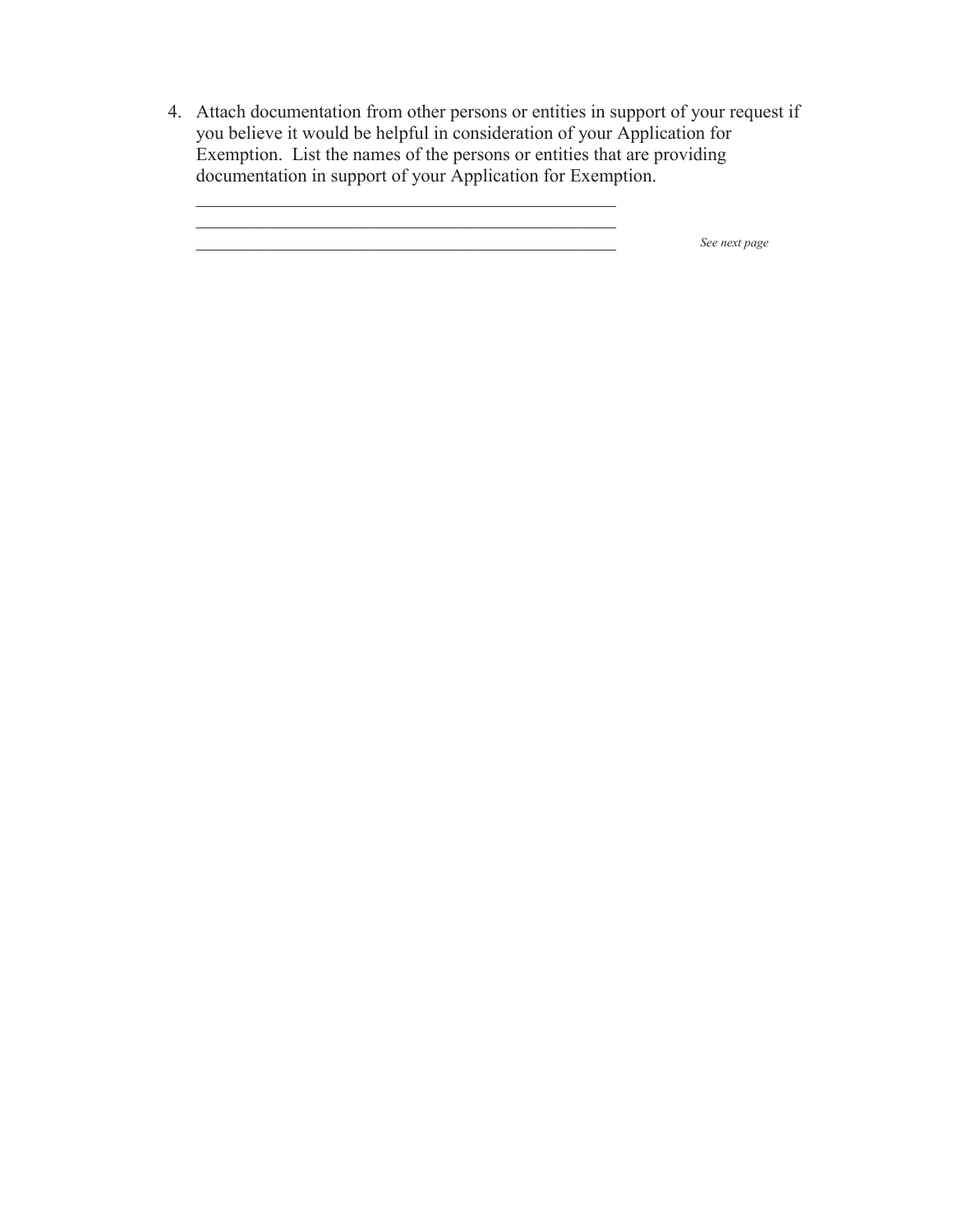4. Attach documentation from other persons or entities in support of your request if you believe it would be helpful in consideration of your Application for Exemption. List the names of the persons or entities that are providing documentation in support of your Application for Exemption.

   ____________________________________________________

   ____________________________________________________

   ____________________________________________________

*See next page*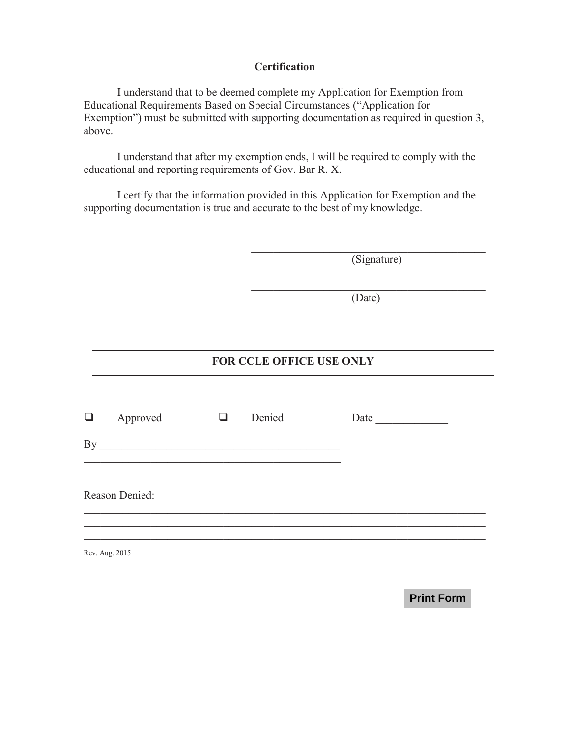## Certification

I understand that to be deemed complete my Application for Exemption from Educational Requirements Based on Special Circumstances ("Application for Exemption") must be submitted with supporting documentation as required in question 3, above.

I understand that after my exemption ends, I will be required to comply with the educational and reporting requirements of Gov. Bar R. X.

I certify that the information provided in this Application for Exemption and the supporting documentation is true and accurate to the best of my knowledge.

_____________________________________________
(Signature)

_____________________________________________
(Date)

**FOR CCLE OFFICE USE ONLY**

☐ Approved ☐ Denied Date _____________

By ___________________________________________
_______________________________________________

Reason Denial:

_____________________________________________________________________________
_____________________________________________________________________________
_____________________________________________________________________________

Rev. Aug. 2015

Print Form